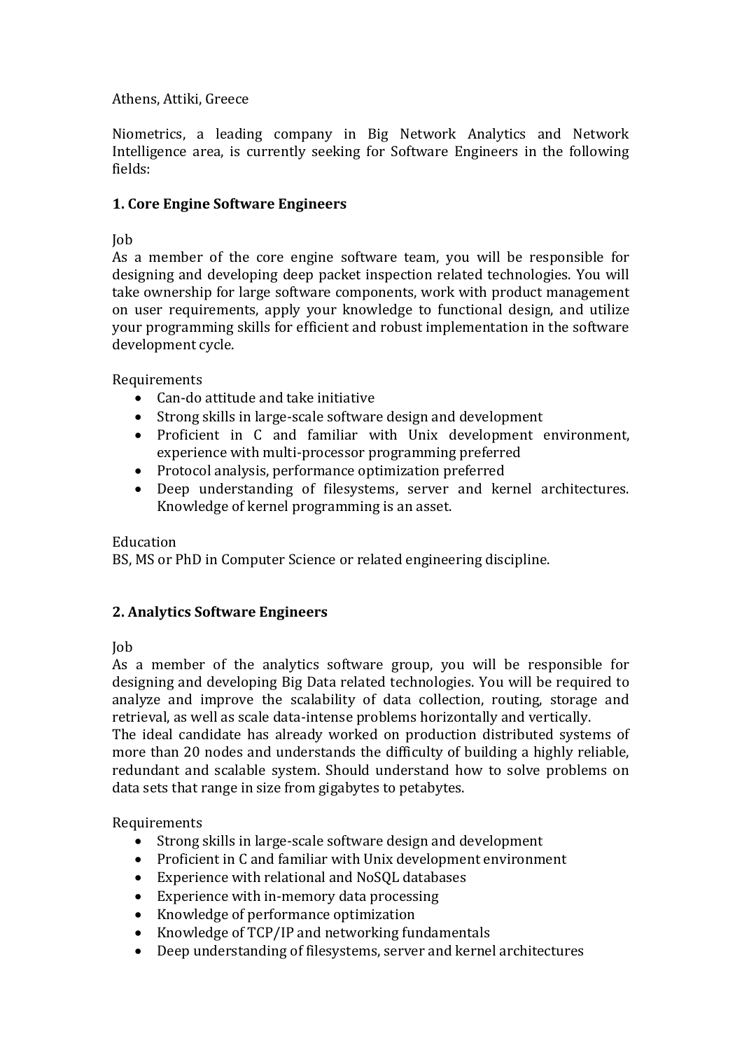Athens, Attiki, Greece

Niometrics, a leading company in Big Network Analytics and Network Intelligence area, is currently seeking for Software Engineers in the following fields:

## 1. Core Engine Software Engineers

Job

As a member of the core engine software team, you will be responsible for designing and developing deep packet inspection related technologies. You will take ownership for large software components, work with product management on user requirements, apply your knowledge to functional design, and utilize your programming skills for efficient and robust implementation in the software development cycle.

Requirements

- Can-do attitude and take initiative
- Strong skills in large-scale software design and development
- Proficient in C and familiar with Unix development environment, experience with multi-processor programming preferred
- Protocol analysis, performance optimization preferred
- Deep understanding of filesystems, server and kernel architectures. Knowledge of kernel programming is an asset.

Education

BS, MS or PhD in Computer Science or related engineering discipline.

## 2. Analytics Software Engineers

Job

As a member of the analytics software group, you will be responsible for designing and developing Big Data related technologies. You will be required to analyze and improve the scalability of data collection, routing, storage and retrieval, as well as scale data-intense problems horizontally and vertically.

The ideal candidate has already worked on production distributed systems of more than 20 nodes and understands the difficulty of building a highly reliable, redundant and scalable system. Should understand how to solve problems on data sets that range in size from gigabytes to petabytes.

Requirements

- Strong skills in large-scale software design and development
- Proficient in C and familiar with Unix development environment
- Experience with relational and NoSQL databases
- Experience with in-memory data processing
- Knowledge of performance optimization
- Knowledge of TCP/IP and networking fundamentals
- Deep understanding of filesystems, server and kernel architectures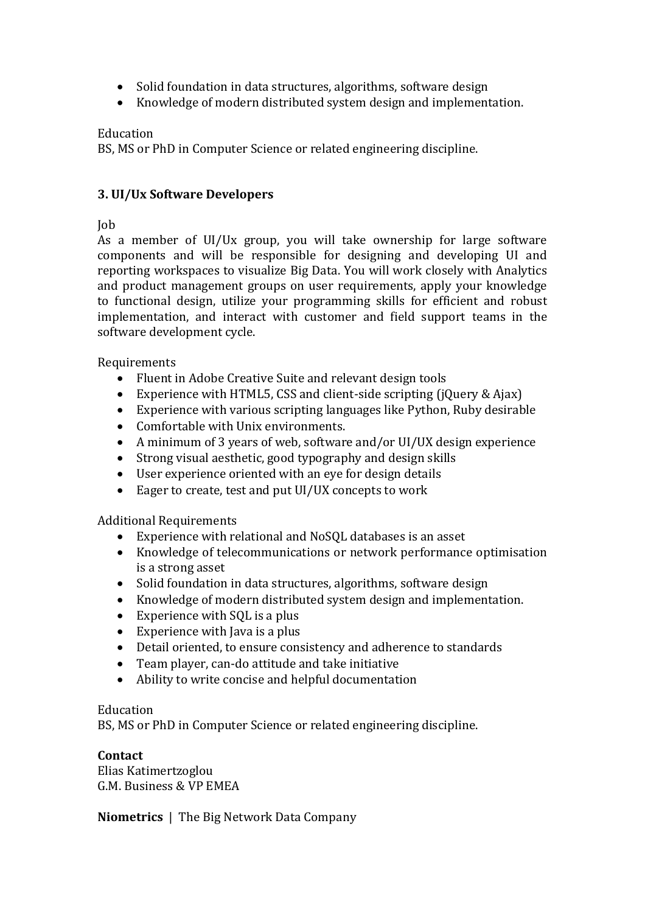- Solid foundation in data structures, algorithms, software design
- Knowledge of modern distributed system design and implementation.

Education
BS, MS or PhD in Computer Science or related engineering discipline.

### 3. UI/Ux Software Developers

Job
As a member of UI/Ux group, you will take ownership for large software components and will be responsible for designing and developing UI and reporting workspaces to visualize Big Data. You will work closely with Analytics and product management groups on user requirements, apply your knowledge to functional design, utilize your programming skills for efficient and robust implementation, and interact with customer and field support teams in the software development cycle.

Requirements

- Fluent in Adobe Creative Suite and relevant design tools
- Experience with HTML5, CSS and client-side scripting (jQuery & Ajax)
- Experience with various scripting languages like Python, Ruby desirable
- Comfortable with Unix environments.
- A minimum of 3 years of web, software and/or UI/UX design experience
- Strong visual aesthetic, good typography and design skills
- User experience oriented with an eye for design details
- Eager to create, test and put UI/UX concepts to work

Additional Requirements

- Experience with relational and NoSQL databases is an asset
- Knowledge of telecommunications or network performance optimisation is a strong asset
- Solid foundation in data structures, algorithms, software design
- Knowledge of modern distributed system design and implementation.
- Experience with SQL is a plus
- Experience with Java is a plus
- Detail oriented, to ensure consistency and adherence to standards
- Team player, can-do attitude and take initiative
- Ability to write concise and helpful documentation

Education
BS, MS or PhD in Computer Science or related engineering discipline.

**Contact**
Elias Katimertzoglou
G.M. Business & VP EMEA

**Niometrics** | The Big Network Data Company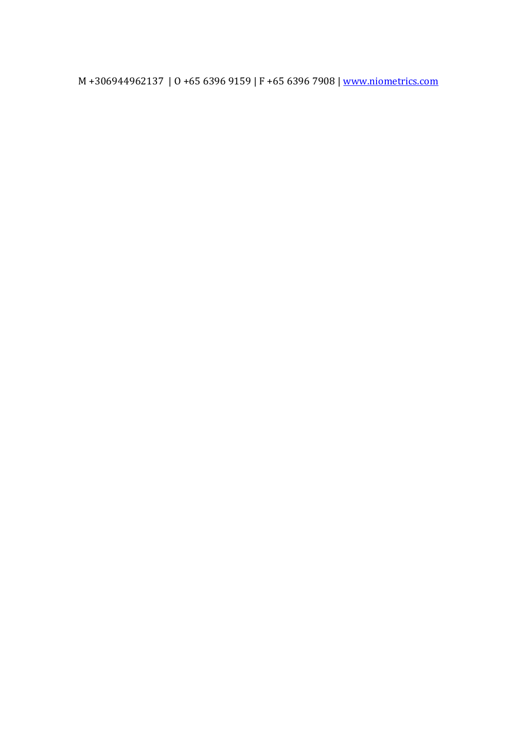M +306944962137 | O +65 6396 9159 | F +65 6396 7908 | www.niometrics.com